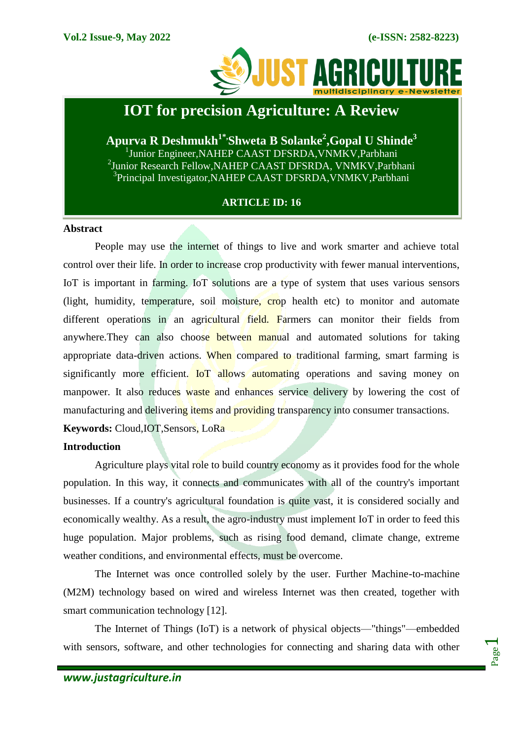# IOT for precision Agriculture: A Review

**Apurva R Deshmukh[1*], Shweta B Solanke[2], Gopal U Shinde[3]**

[1]Junior Engineer, NAHEP CAAST DFSRDA, VNMKV, Parbhani
[2]Junior Research Fellow, NAHEP CAAST DFSRDA, VNMKV, Parbhani
[3]Principal Investigator, NAHEP CAAST DFSRDA, VNMKV, Parbhani

**ARTICLE ID: 16**

## Abstract

People may use the internet of things to live and work smarter and achieve total control over their life. In order to increase crop productivity with fewer manual interventions, IoT is important in farming. IoT solutions are a type of system that uses various sensors (light, humidity, temperature, soil moisture, crop health etc) to monitor and automate different operations in an agricultural field. Farmers can monitor their fields from anywhere.They can also choose between manual and automated solutions for taking appropriate data-driven actions. When compared to traditional farming, smart farming is significantly more efficient. IoT allows automating operations and saving money on manpower. It also reduces waste and enhances service delivery by lowering the cost of manufacturing and delivering items and providing transparency into consumer transactions.

**Keywords:** Cloud,IOT,Sensors, LoRa

## Introduction

Agriculture plays vital role to build country economy as it provides food for the whole population. In this way, it connects and communicates with all of the country's important businesses. If a country's agricultural foundation is quite vast, it is considered socially and economically wealthy. As a result, the agro-industry must implement IoT in order to feed this huge population. Major problems, such as rising food demand, climate change, extreme weather conditions, and environmental effects, must be overcome.

The Internet was once controlled solely by the user. Further Machine-to-machine (M2M) technology based on wired and wireless Internet was then created, together with smart communication technology [12].

The Internet of Things (IoT) is a network of physical objects—"things"—embedded with sensors, software, and other technologies for connecting and sharing data with other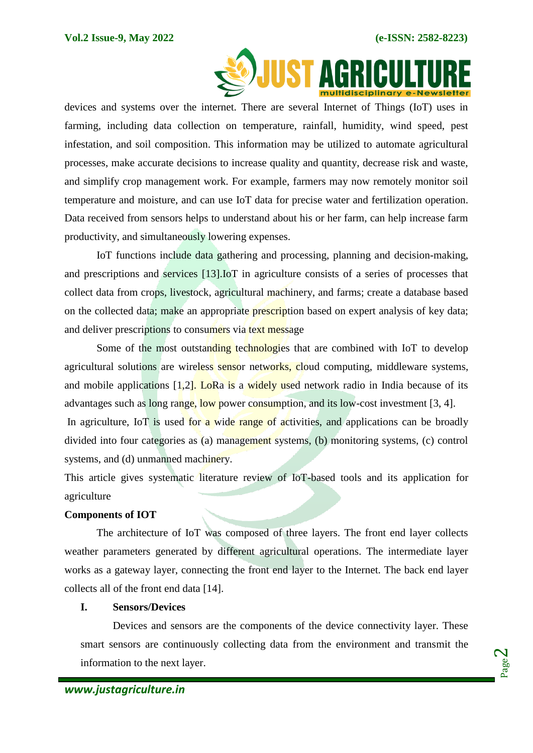devices and systems over the internet. There are several Internet of Things (IoT) uses in farming, including data collection on temperature, rainfall, humidity, wind speed, pest infestation, and soil composition. This information may be utilized to automate agricultural processes, make accurate decisions to increase quality and quantity, decrease risk and waste, and simplify crop management work. For example, farmers may now remotely monitor soil temperature and moisture, and can use IoT data for precise water and fertilization operation. Data received from sensors helps to understand about his or her farm, can help increase farm productivity, and simultaneously lowering expenses.

IoT functions include data gathering and processing, planning and decision-making, and prescriptions and services [13].IoT in agriculture consists of a series of processes that collect data from crops, livestock, agricultural machinery, and farms; create a database based on the collected data; make an appropriate prescription based on expert analysis of key data; and deliver prescriptions to consumers via text message

Some of the most outstanding technologies that are combined with IoT to develop agricultural solutions are wireless sensor networks, cloud computing, middleware systems, and mobile applications [1,2]. LoRa is a widely used network radio in India because of its advantages such as long range, low power consumption, and its low-cost investment [3, 4].

In agriculture, IoT is used for a wide range of activities, and applications can be broadly divided into four categories as (a) management systems, (b) monitoring systems, (c) control systems, and (d) unmanned machinery.

This article gives systematic literature review of IoT-based tools and its application for agriculture

**Components of IOT**

The architecture of IoT was composed of three layers. The front end layer collects weather parameters generated by different agricultural operations. The intermediate layer works as a gateway layer, connecting the front end layer to the Internet. The back end layer collects all of the front end data [14].

**I. Sensors/Devices**

Devices and sensors are the components of the device connectivity layer. These smart sensors are continuously collecting data from the environment and transmit the information to the next layer.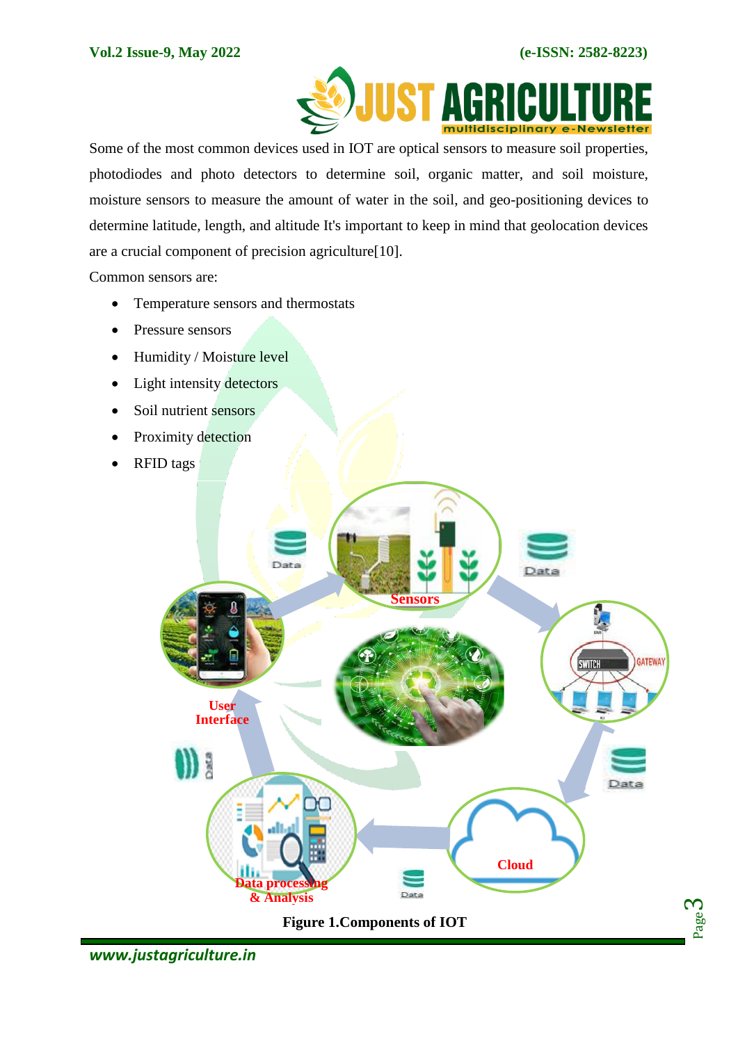Some of the most common devices used in IOT are optical sensors to measure soil properties, photodiodes and photo detectors to determine soil, organic matter, and soil moisture, moisture sensors to measure the amount of water in the soil, and geo-positioning devices to determine latitude, length, and altitude It's important to keep in mind that geolocation devices are a crucial component of precision agriculture[10].

Common sensors are:

- Temperature sensors and thermostats
- Pressure sensors
- Humidity / Moisture level
- Light intensity detectors
- Soil nutrient sensors
- Proximity detection
- RFID tags

Sensors

Data

SWITCH

GATEWAY

Data

Cloud

Data

Data processing & Analysis

Data

User Interface

Data

**Figure 1.Components of IOT**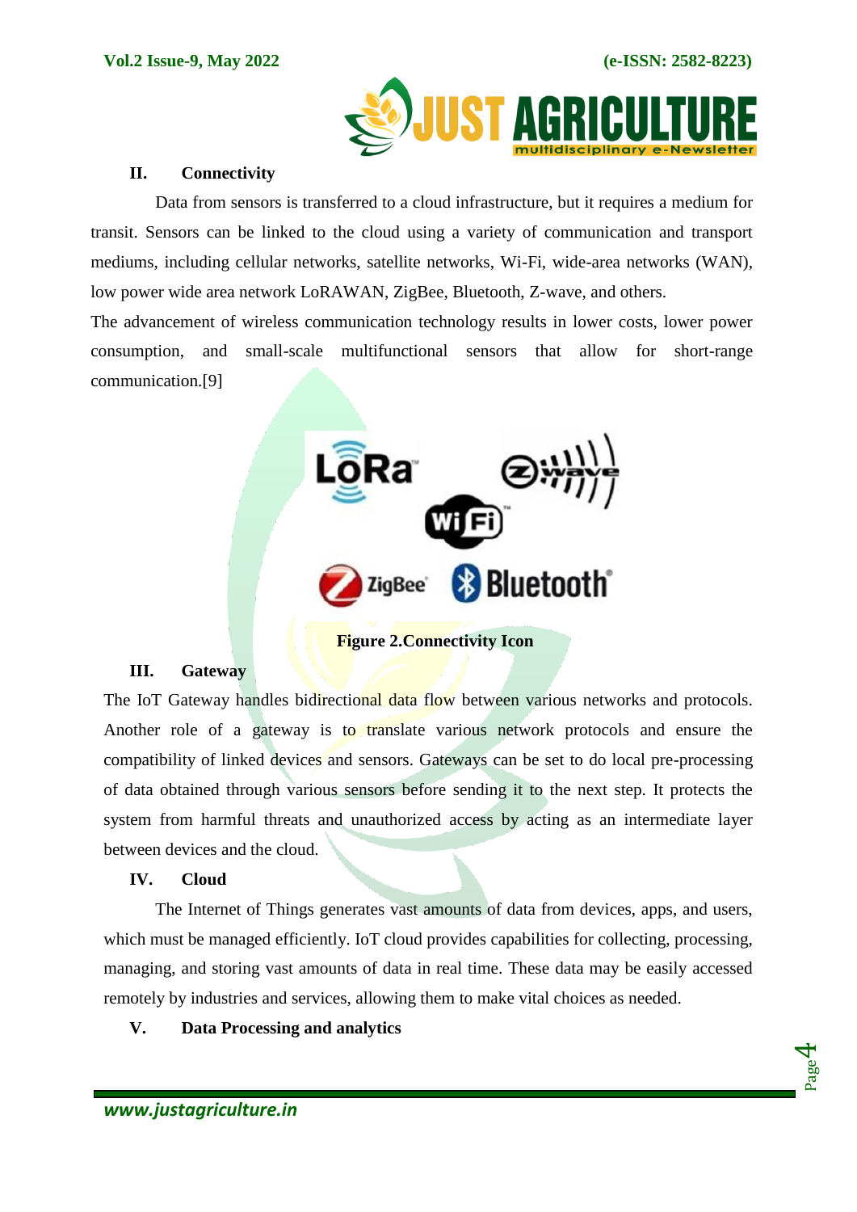## II. Connectivity

Data from sensors is transferred to a cloud infrastructure, but it requires a medium for transit. Sensors can be linked to the cloud using a variety of communication and transport mediums, including cellular networks, satellite networks, Wi-Fi, wide-area networks (WAN), low power wide area network LoRAWAN, ZigBee, Bluetooth, Z-wave, and others.

The advancement of wireless communication technology results in lower costs, lower power consumption, and small-scale multifunctional sensors that allow for short-range communication.[9]

LoRa

Z-Wave

WiFi

ZigBee

Bluetooth

**Figure 2.Connectivity Icon**

## III. Gateway

The IoT Gateway handles bidirectional data flow between various networks and protocols. Another role of a gateway is to translate various network protocols and ensure the compatibility of linked devices and sensors. Gateways can be set to do local pre-processing of data obtained through various sensors before sending it to the next step. It protects the system from harmful threats and unauthorized access by acting as an intermediate layer between devices and the cloud.

## IV. Cloud

The Internet of Things generates vast amounts of data from devices, apps, and users, which must be managed efficiently. IoT cloud provides capabilities for collecting, processing, managing, and storing vast amounts of data in real time. These data may be easily accessed remotely by industries and services, allowing them to make vital choices as needed.

## V. Data Processing and analytics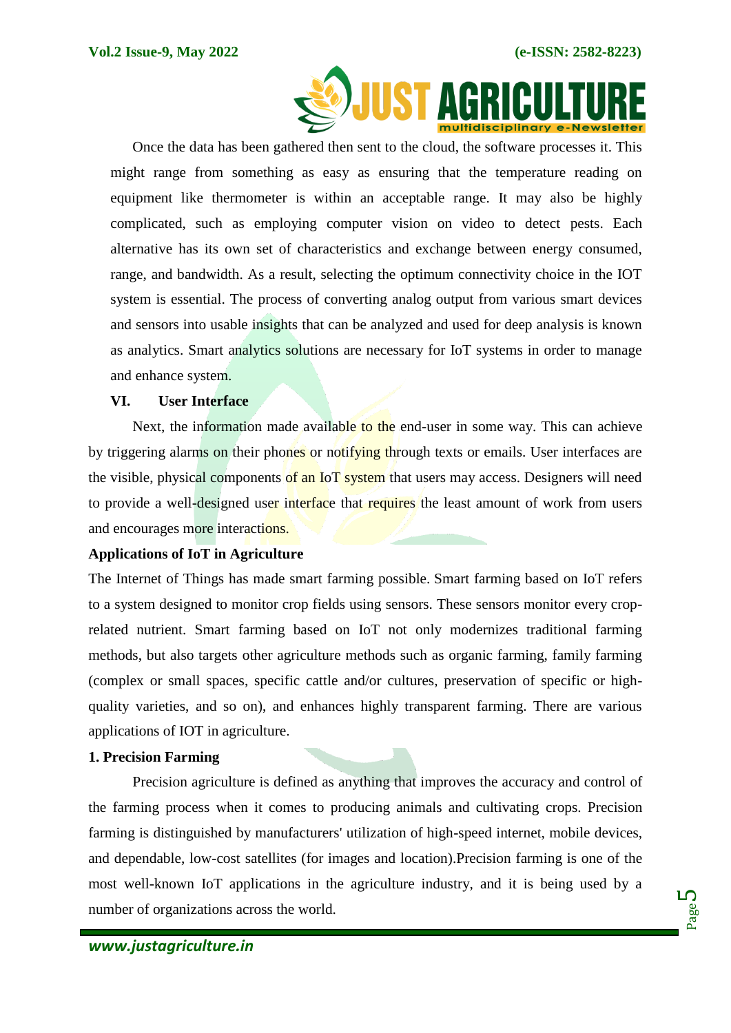Once the data has been gathered then sent to the cloud, the software processes it. This might range from something as easy as ensuring that the temperature reading on equipment like thermometer is within an acceptable range. It may also be highly complicated, such as employing computer vision on video to detect pests. Each alternative has its own set of characteristics and exchange between energy consumed, range, and bandwidth. As a result, selecting the optimum connectivity choice in the IOT system is essential. The process of converting analog output from various smart devices and sensors into usable insights that can be analyzed and used for deep analysis is known as analytics. Smart analytics solutions are necessary for IoT systems in order to manage and enhance system.

### VI. User Interface

Next, the information made available to the end-user in some way. This can achieve by triggering alarms on their phones or notifying through texts or emails. User interfaces are the visible, physical components of an IoT system that users may access. Designers will need to provide a well-designed user interface that requires the least amount of work from users and encourages more interactions.

## Applications of IoT in Agriculture

The Internet of Things has made smart farming possible. Smart farming based on IoT refers to a system designed to monitor crop fields using sensors. These sensors monitor every crop-related nutrient. Smart farming based on IoT not only modernizes traditional farming methods, but also targets other agriculture methods such as organic farming, family farming (complex or small spaces, specific cattle and/or cultures, preservation of specific or high-quality varieties, and so on), and enhances highly transparent farming. There are various applications of IOT in agriculture.

### 1. Precision Farming

Precision agriculture is defined as anything that improves the accuracy and control of the farming process when it comes to producing animals and cultivating crops. Precision farming is distinguished by manufacturers' utilization of high-speed internet, mobile devices, and dependable, low-cost satellites (for images and location).Precision farming is one of the most well-known IoT applications in the agriculture industry, and it is being used by a number of organizations across the world.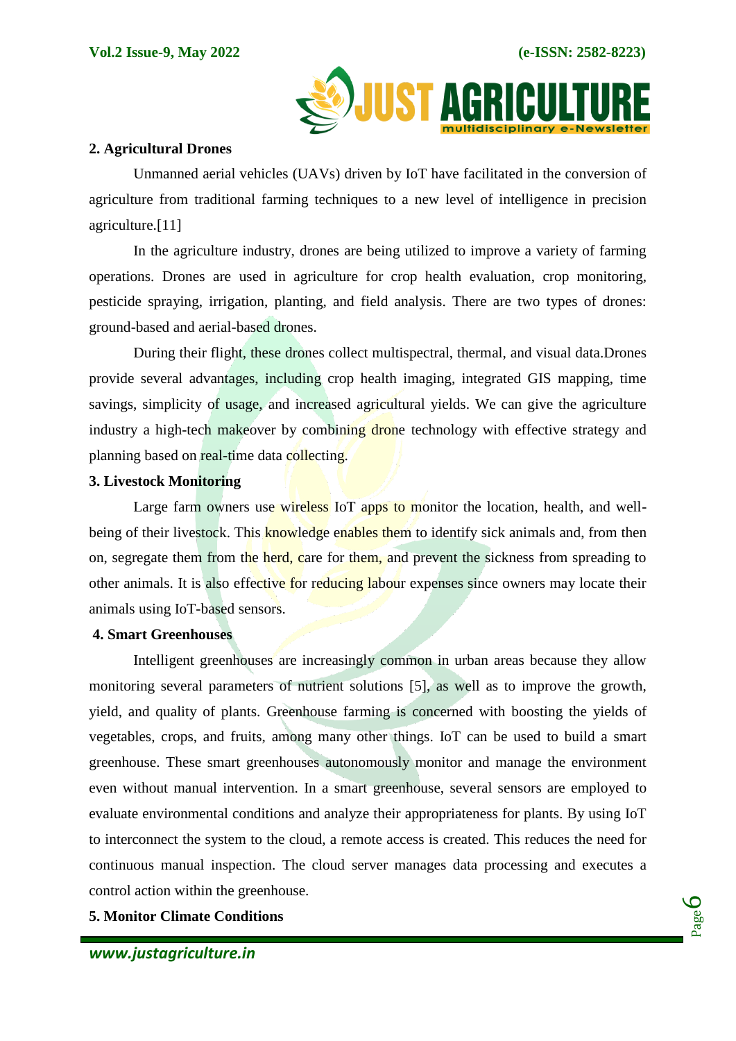**2. Agricultural Drones**

Unmanned aerial vehicles (UAVs) driven by IoT have facilitated in the conversion of agriculture from traditional farming techniques to a new level of intelligence in precision agriculture.[11]

In the agriculture industry, drones are being utilized to improve a variety of farming operations. Drones are used in agriculture for crop health evaluation, crop monitoring, pesticide spraying, irrigation, planting, and field analysis. There are two types of drones: ground-based and aerial-based drones.

During their flight, these drones collect multispectral, thermal, and visual data.Drones provide several advantages, including crop health imaging, integrated GIS mapping, time savings, simplicity of usage, and increased agricultural yields. We can give the agriculture industry a high-tech makeover by combining drone technology with effective strategy and planning based on real-time data collecting.

**3. Livestock Monitoring**

Large farm owners use wireless IoT apps to monitor the location, health, and well-being of their livestock. This knowledge enables them to identify sick animals and, from then on, segregate them from the herd, care for them, and prevent the sickness from spreading to other animals. It is also effective for reducing labour expenses since owners may locate their animals using IoT-based sensors.

**4. Smart Greenhouses**

Intelligent greenhouses are increasingly common in urban areas because they allow monitoring several parameters of nutrient solutions [5], as well as to improve the growth, yield, and quality of plants. Greenhouse farming is concerned with boosting the yields of vegetables, crops, and fruits, among many other things. IoT can be used to build a smart greenhouse. These smart greenhouses autonomously monitor and manage the environment even without manual intervention. In a smart greenhouse, several sensors are employed to evaluate environmental conditions and analyze their appropriateness for plants. By using IoT to interconnect the system to the cloud, a remote access is created. This reduces the need for continuous manual inspection. The cloud server manages data processing and executes a control action within the greenhouse.

**5. Monitor Climate Conditions**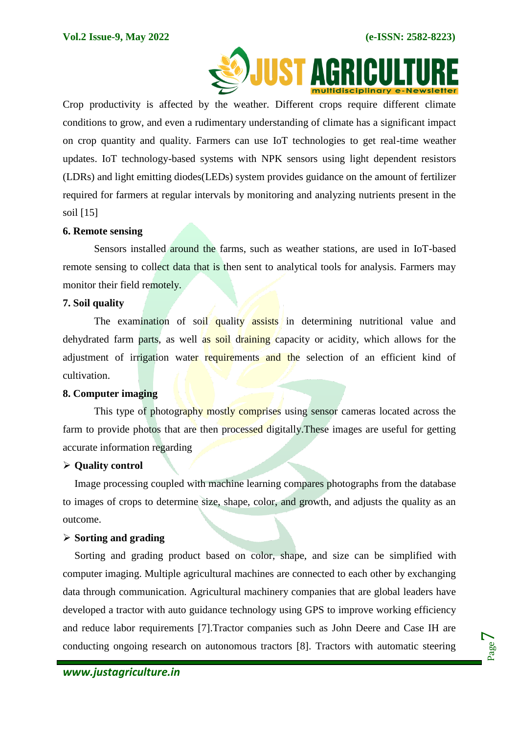Crop productivity is affected by the weather. Different crops require different climate conditions to grow, and even a rudimentary understanding of climate has a significant impact on crop quantity and quality. Farmers can use IoT technologies to get real-time weather updates. IoT technology-based systems with NPK sensors using light dependent resistors (LDRs) and light emitting diodes(LEDs) system provides guidance on the amount of fertilizer required for farmers at regular intervals by monitoring and analyzing nutrients present in the soil [15]

**6. Remote sensing**

Sensors installed around the farms, such as weather stations, are used in IoT-based remote sensing to collect data that is then sent to analytical tools for analysis. Farmers may monitor their field remotely.

**7. Soil quality**

The examination of soil quality assists in determining nutritional value and dehydrated farm parts, as well as soil draining capacity or acidity, which allows for the adjustment of irrigation water requirements and the selection of an efficient kind of cultivation.

**8. Computer imaging**

This type of photography mostly comprises using sensor cameras located across the farm to provide photos that are then processed digitally.These images are useful for getting accurate information regarding

- **Quality control**

Image processing coupled with machine learning compares photographs from the database to images of crops to determine size, shape, color, and growth, and adjusts the quality as an outcome.

- **Sorting and grading**

Sorting and grading product based on color, shape, and size can be simplified with computer imaging. Multiple agricultural machines are connected to each other by exchanging data through communication. Agricultural machinery companies that are global leaders have developed a tractor with auto guidance technology using GPS to improve working efficiency and reduce labor requirements [7].Tractor companies such as John Deere and Case IH are conducting ongoing research on autonomous tractors [8]. Tractors with automatic steering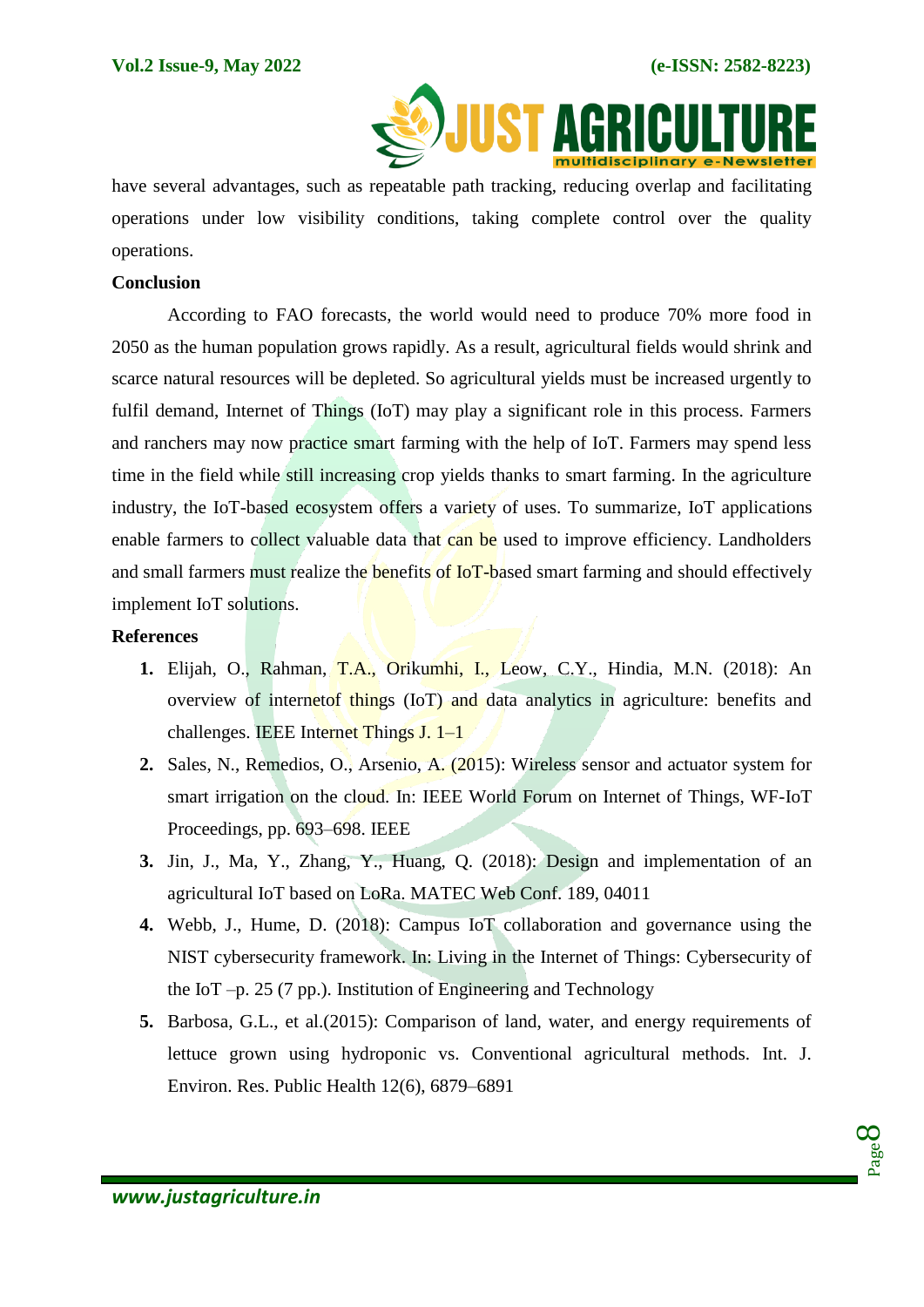have several advantages, such as repeatable path tracking, reducing overlap and facilitating operations under low visibility conditions, taking complete control over the quality operations.

**Conclusion**

According to FAO forecasts, the world would need to produce 70% more food in 2050 as the human population grows rapidly. As a result, agricultural fields would shrink and scarce natural resources will be depleted. So agricultural yields must be increased urgently to fulfil demand, Internet of Things (IoT) may play a significant role in this process. Farmers and ranchers may now practice smart farming with the help of IoT. Farmers may spend less time in the field while still increasing crop yields thanks to smart farming. In the agriculture industry, the IoT-based ecosystem offers a variety of uses. To summarize, IoT applications enable farmers to collect valuable data that can be used to improve efficiency. Landholders and small farmers must realize the benefits of IoT-based smart farming and should effectively implement IoT solutions.

**References**

1. Elijah, O., Rahman, T.A., Orikumhi, I., Leow, C.Y., Hindia, M.N. (2018): An overview of internetof things (IoT) and data analytics in agriculture: benefits and challenges. IEEE Internet Things J. 1–1
2. Sales, N., Remedios, O., Arsenio, A. (2015): Wireless sensor and actuator system for smart irrigation on the cloud. In: IEEE World Forum on Internet of Things, WF-IoT Proceedings, pp. 693–698. IEEE
3. Jin, J., Ma, Y., Zhang, Y., Huang, Q. (2018): Design and implementation of an agricultural IoT based on LoRa. MATEC Web Conf. 189, 04011
4. Webb, J., Hume, D. (2018): Campus IoT collaboration and governance using the NIST cybersecurity framework. In: Living in the Internet of Things: Cybersecurity of the IoT –p. 25 (7 pp.). Institution of Engineering and Technology
5. Barbosa, G.L., et al.(2015): Comparison of land, water, and energy requirements of lettuce grown using hydroponic vs. Conventional agricultural methods. Int. J. Environ. Res. Public Health 12(6), 6879–6891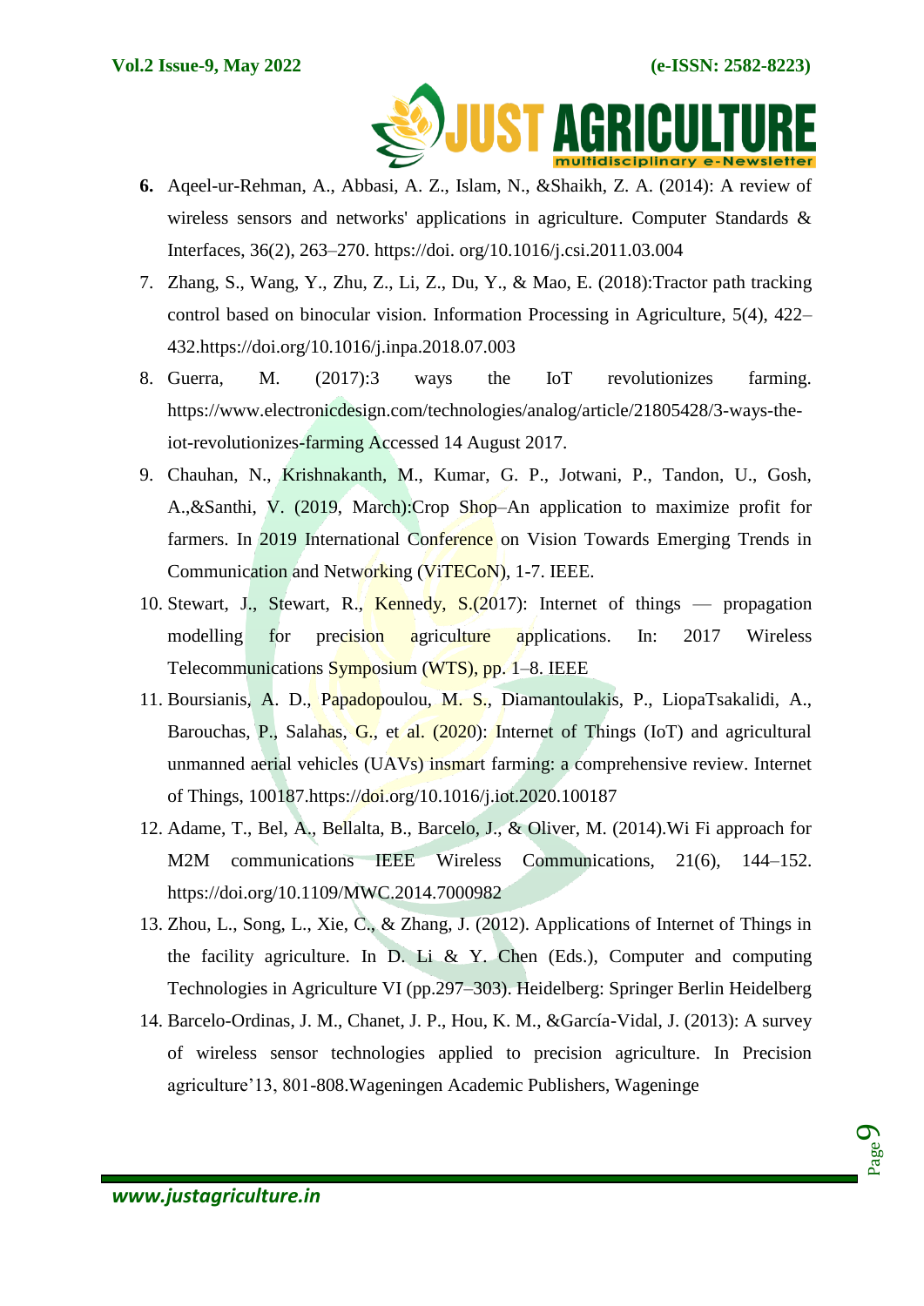6. Aqeel-ur-Rehman, A., Abbasi, A. Z., Islam, N., &Shaikh, Z. A. (2014): A review of wireless sensors and networks' applications in agriculture. Computer Standards & Interfaces, 36(2), 263–270. https://doi. org/10.1016/j.csi.2011.03.004
7. Zhang, S., Wang, Y., Zhu, Z., Li, Z., Du, Y., & Mao, E. (2018):Tractor path tracking control based on binocular vision. Information Processing in Agriculture, 5(4), 422–432.https://doi.org/10.1016/j.inpa.2018.07.003
8. Guerra, M. (2017):3 ways the IoT revolutionizes farming. https://www.electronicdesign.com/technologies/analog/article/21805428/3-ways-the-iot-revolutionizes-farming Accessed 14 August 2017.
9. Chauhan, N., Krishnakanth, M., Kumar, G. P., Jotwani, P., Tandon, U., Gosh, A.,&Santhi, V. (2019, March):Crop Shop–An application to maximize profit for farmers. In 2019 International Conference on Vision Towards Emerging Trends in Communication and Networking (ViTECoN), 1-7. IEEE.
10. Stewart, J., Stewart, R., Kennedy, S.(2017): Internet of things — propagation modelling for precision agriculture applications. In: 2017 Wireless Telecommunications Symposium (WTS), pp. 1–8. IEEE
11. Boursianis, A. D., Papadopoulou, M. S., Diamantoulakis, P., LiopaTsakalidi, A., Barouchas, P., Salahas, G., et al. (2020): Internet of Things (IoT) and agricultural unmanned aerial vehicles (UAVs) insmart farming: a comprehensive review. Internet of Things, 100187.https://doi.org/10.1016/j.iot.2020.100187
12. Adame, T., Bel, A., Bellalta, B., Barcelo, J., & Oliver, M. (2014).Wi Fi approach for M2M communications IEEE Wireless Communications, 21(6), 144–152. https://doi.org/10.1109/MWC.2014.7000982
13. Zhou, L., Song, L., Xie, C., & Zhang, J. (2012). Applications of Internet of Things in the facility agriculture. In D. Li & Y. Chen (Eds.), Computer and computing Technologies in Agriculture VI (pp.297–303). Heidelberg: Springer Berlin Heidelberg
14. Barcelo-Ordinas, J. M., Chanet, J. P., Hou, K. M., &García-Vidal, J. (2013): A survey of wireless sensor technologies applied to precision agriculture. In Precision agriculture'13, 801-808.Wageningen Academic Publishers, Wageninge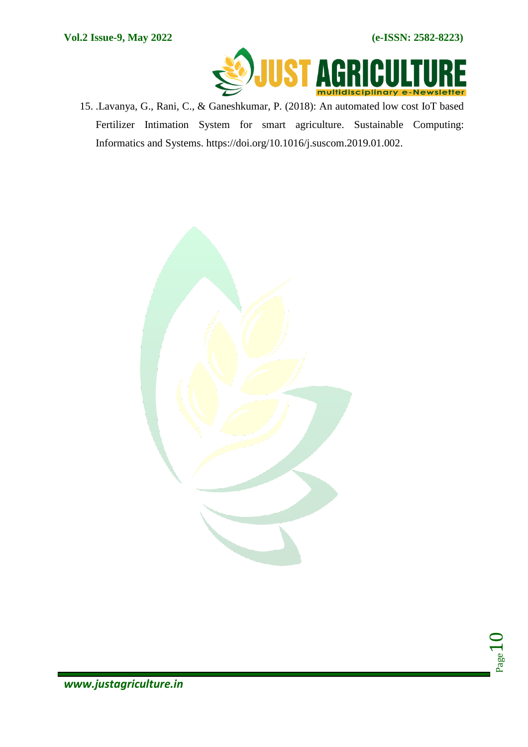15. .Lavanya, G., Rani, C., & Ganeshkumar, P. (2018): An automated low cost IoT based Fertilizer Intimation System for smart agriculture. Sustainable Computing: Informatics and Systems. https://doi.org/10.1016/j.suscom.2019.01.002.